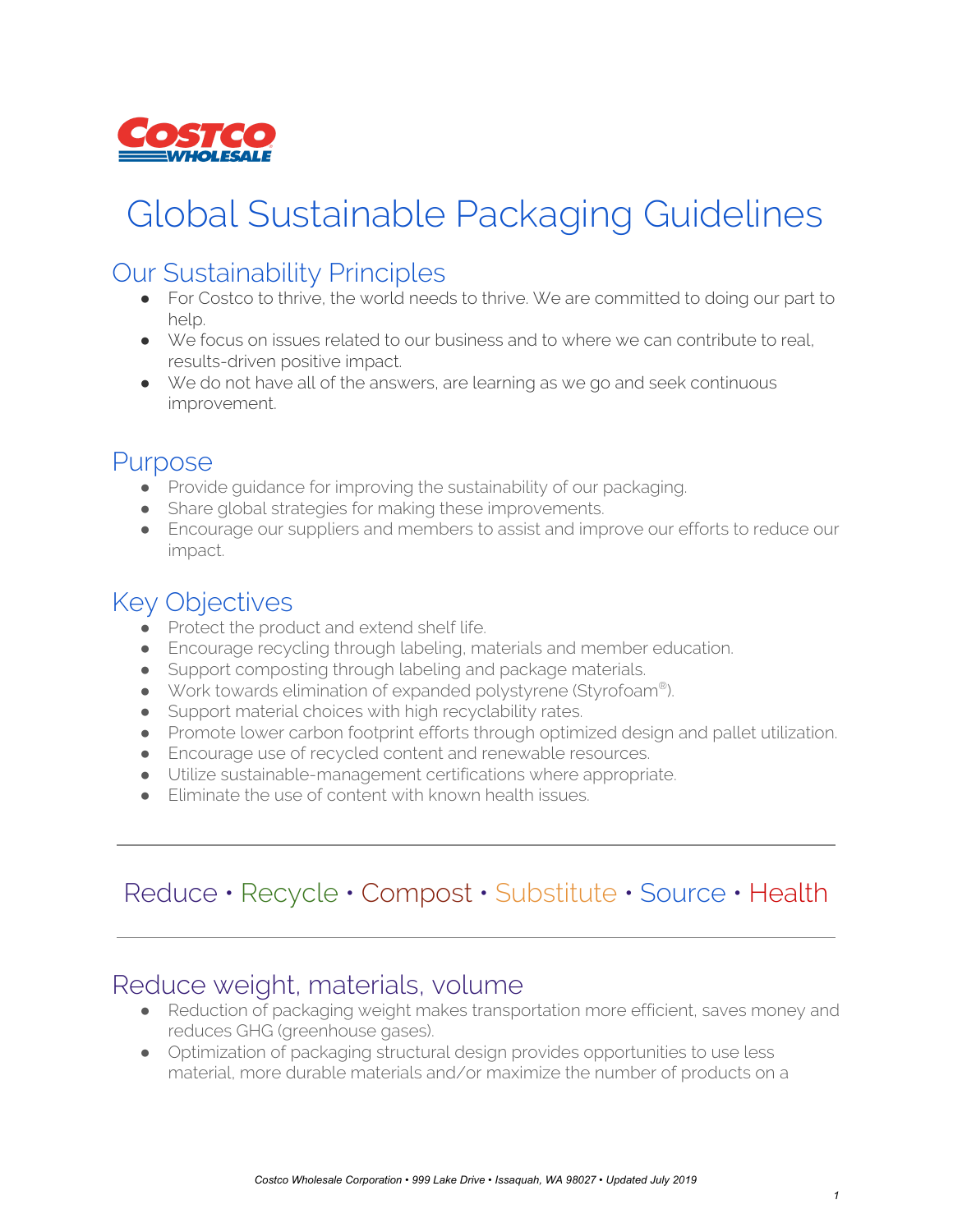# Global Sustainable Packaging Guidelines

## Our Sustainability Principles

- For Costco to thrive, the world needs to thrive. We are committed to doing our part to help.
- We focus on issues related to our business and to where we can contribute to real, results-driven positive impact.
- We do not have all of the answers, are learning as we go and seek continuous improvement.

## Purpose

- Provide guidance for improving the sustainability of our packaging.
- Share global strategies for making these improvements.
- Encourage our suppliers and members to assist and improve our efforts to reduce our impact.

## Key Objectives

- Protect the product and extend shelf life.
- Encourage recycling through labeling, materials and member education.
- Support composting through labeling and package materials.
- Work towards elimination of expanded polystyrene (Styrofoam®).
- Support material choices with high recyclability rates.
- Promote lower carbon footprint efforts through optimized design and pallet utilization.
- Encourage use of recycled content and renewable resources.
- Utilize sustainable-management certifications where appropriate.
- Eliminate the use of content with known health issues.

---

Reduce • Recycle • Compost • Substitute • Source • Health

---

## Reduce weight, materials, volume

- Reduction of packaging weight makes transportation more efficient, saves money and reduces GHG (greenhouse gases).
- Optimization of packaging structural design provides opportunities to use less material, more durable materials and/or maximize the number of products on a

Costco Wholesale Corporation • 999 Lake Drive • Issaquah, WA 98027 • Updated July 2019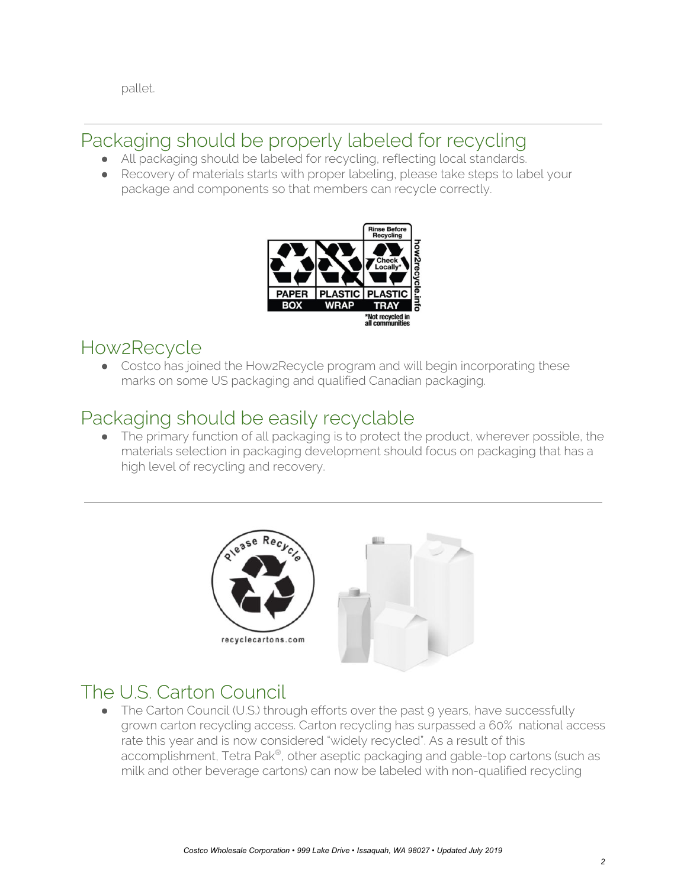pallet.

---

## Packaging should be properly labeled for recycling

- All packaging should be labeled for recycling, reflecting local standards.
- Recovery of materials starts with proper labeling, please take steps to label your package and components so that members can recycle correctly.

## How2Recycle

- Costco has joined the How2Recycle program and will begin incorporating these marks on some US packaging and qualified Canadian packaging.

## Packaging should be easily recyclable

- The primary function of all packaging is to protect the product, wherever possible, the materials selection in packaging development should focus on packaging that has a high level of recycling and recovery.

---

## The U.S. Carton Council

- The Carton Council (U.S.) through efforts over the past 9 years, have successfully grown carton recycling access. Carton recycling has surpassed a 60% national access rate this year and is now considered "widely recycled". As a result of this accomplishment, Tetra Pak®, other aseptic packaging and gable-top cartons (such as milk and other beverage cartons) can now be labeled with non-qualified recycling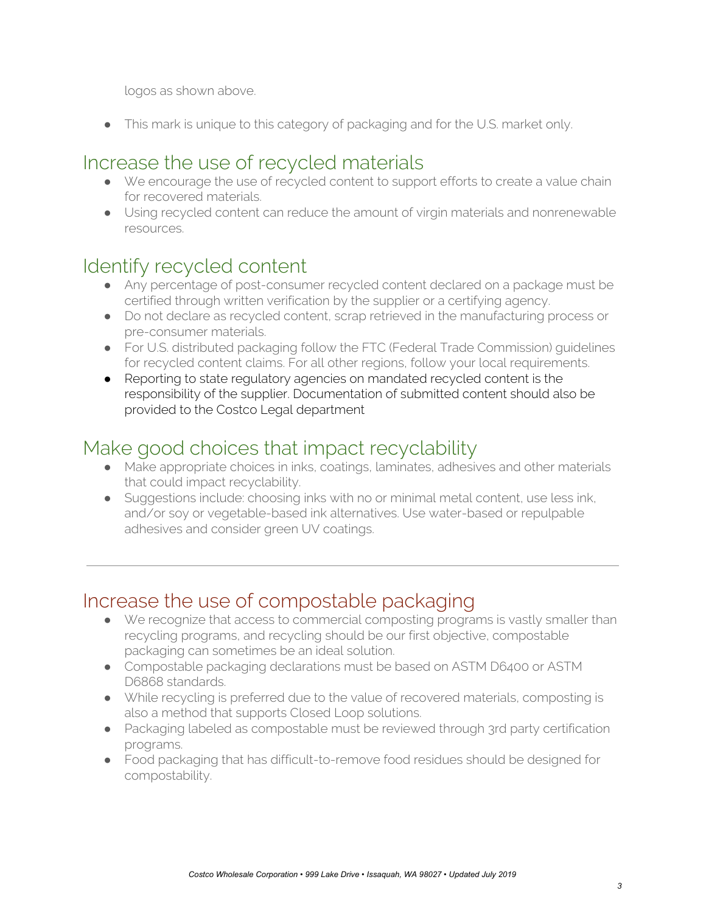logos as shown above.

- This mark is unique to this category of packaging and for the U.S. market only.

## Increase the use of recycled materials

- We encourage the use of recycled content to support efforts to create a value chain for recovered materials.
- Using recycled content can reduce the amount of virgin materials and nonrenewable resources.

## Identify recycled content

- Any percentage of post-consumer recycled content declared on a package must be certified through written verification by the supplier or a certifying agency.
- Do not declare as recycled content, scrap retrieved in the manufacturing process or pre-consumer materials.
- For U.S. distributed packaging follow the FTC (Federal Trade Commission) guidelines for recycled content claims. For all other regions, follow your local requirements.
- Reporting to state regulatory agencies on mandated recycled content is the responsibility of the supplier. Documentation of submitted content should also be provided to the Costco Legal department

## Make good choices that impact recyclability

- Make appropriate choices in inks, coatings, laminates, adhesives and other materials that could impact recyclability.
- Suggestions include: choosing inks with no or minimal metal content, use less ink, and/or soy or vegetable-based ink alternatives. Use water-based or repulpable adhesives and consider green UV coatings.

---

## Increase the use of compostable packaging

- We recognize that access to commercial composting programs is vastly smaller than recycling programs, and recycling should be our first objective, compostable packaging can sometimes be an ideal solution.
- Compostable packaging declarations must be based on ASTM D6400 or ASTM D6868 standards.
- While recycling is preferred due to the value of recovered materials, composting is also a method that supports Closed Loop solutions.
- Packaging labeled as compostable must be reviewed through 3rd party certification programs.
- Food packaging that has difficult-to-remove food residues should be designed for compostability.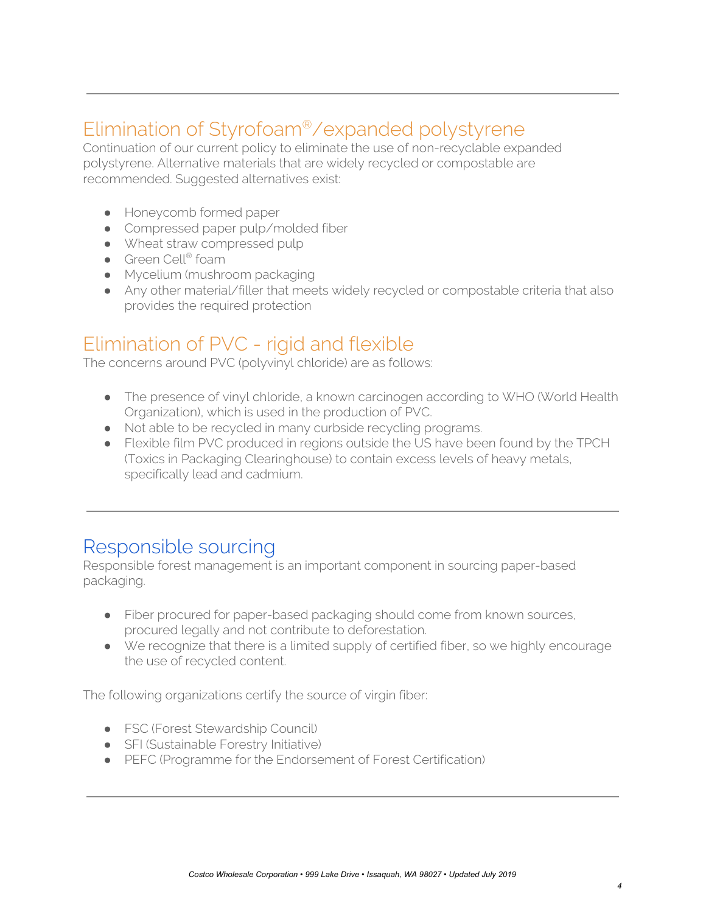## Elimination of Styrofoam®/expanded polystyrene

Continuation of our current policy to eliminate the use of non-recyclable expanded polystyrene. Alternative materials that are widely recycled or compostable are recommended. Suggested alternatives exist:

- Honeycomb formed paper
- Compressed paper pulp/molded fiber
- Wheat straw compressed pulp
- Green Cell® foam
- Mycelium (mushroom packaging
- Any other material/filler that meets widely recycled or compostable criteria that also provides the required protection

## Elimination of PVC - rigid and flexible

The concerns around PVC (polyvinyl chloride) are as follows:

- The presence of vinyl chloride, a known carcinogen according to WHO (World Health Organization), which is used in the production of PVC.
- Not able to be recycled in many curbside recycling programs.
- Flexible film PVC produced in regions outside the US have been found by the TPCH (Toxics in Packaging Clearinghouse) to contain excess levels of heavy metals, specifically lead and cadmium.

## Responsible sourcing

Responsible forest management is an important component in sourcing paper-based packaging.

- Fiber procured for paper-based packaging should come from known sources, procured legally and not contribute to deforestation.
- We recognize that there is a limited supply of certified fiber, so we highly encourage the use of recycled content.

The following organizations certify the source of virgin fiber:

- FSC (Forest Stewardship Council)
- SFI (Sustainable Forestry Initiative)
- PEFC (Programme for the Endorsement of Forest Certification)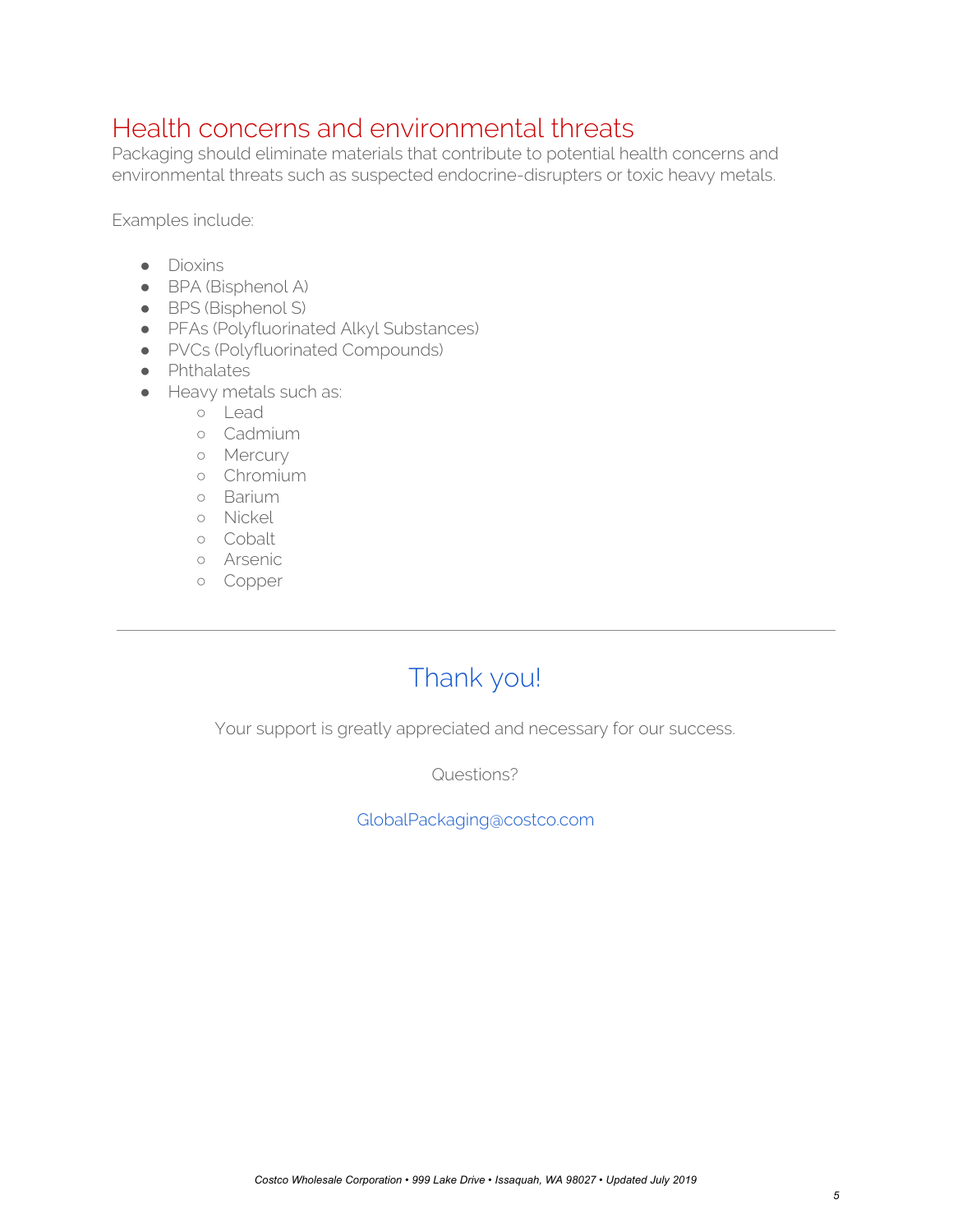## Health concerns and environmental threats

Packaging should eliminate materials that contribute to potential health concerns and environmental threats such as suspected endocrine-disrupters or toxic heavy metals.

Examples include:

- Dioxins
- BPA (Bisphenol A)
- BPS (Bisphenol S)
- PFAs (Polyfluorinated Alkyl Substances)
- PVCs (Polyfluorinated Compounds)
- Phthalates
- Heavy metals such as:
  - Lead
  - Cadmium
  - Mercury
  - Chromium
  - Barium
  - Nickel
  - Cobalt
  - Arsenic
  - Copper

---

## Thank you!

Your support is greatly appreciated and necessary for our success.

Questions?

GlobalPackaging@costco.com

*Costco Wholesale Corporation • 999 Lake Drive • Issaquah, WA 98027 • Updated July 2019*